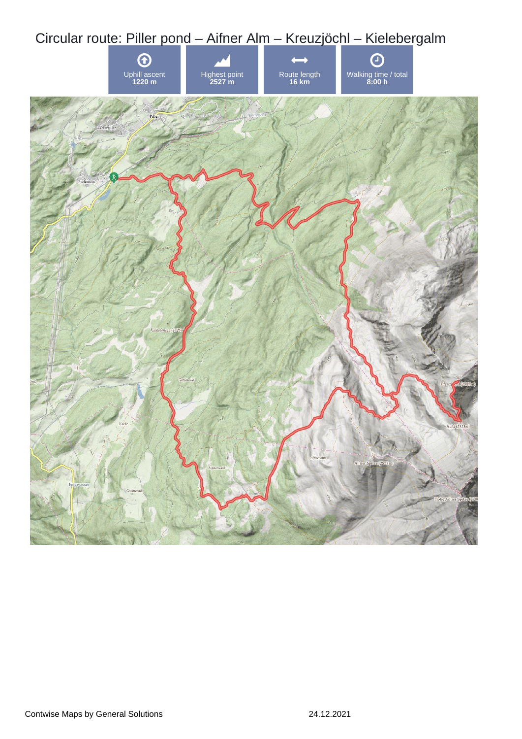# Circular route: Piller pond – Aifner Alm – Kreuzjöchl – Kielebergalm

| Uphill ascent | Highest point | Route length | Walking time / total |
|---|---|---|---|
| **1220 m** | **2527 m** | **16 km** | **8:00 h** |

Contwise Maps by General Solutions

24.12.2021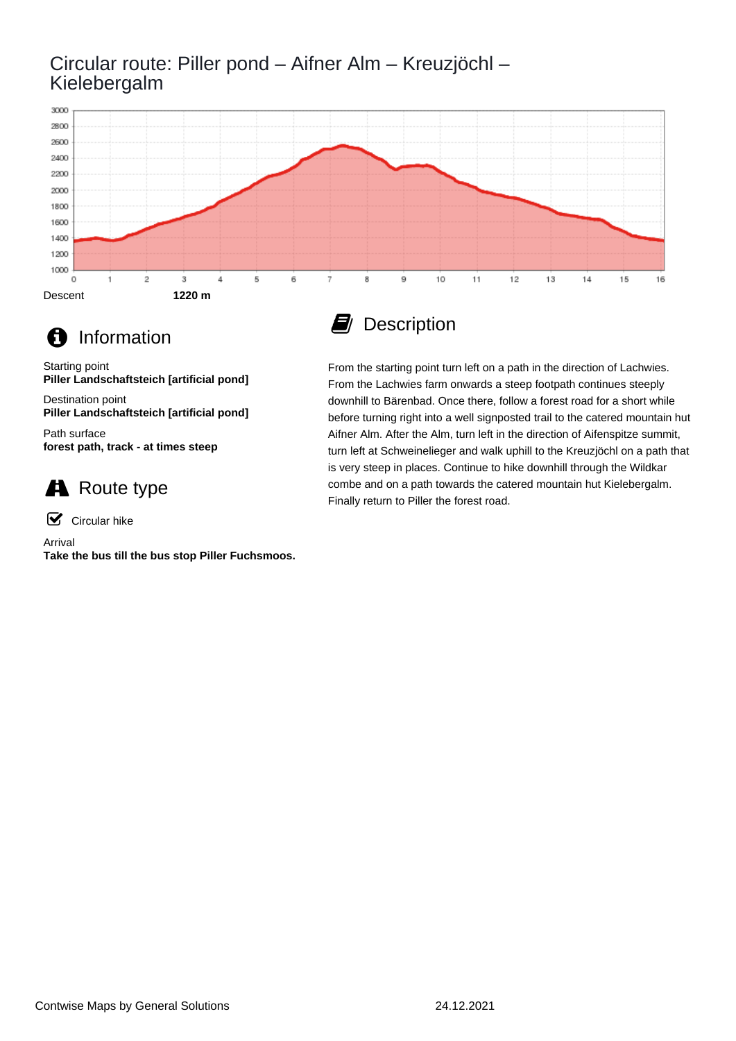# Circular route: Piller pond – Aifner Alm – Kreuzjöchl – Kielebergalm

Descent **1220 m**

## Information

Starting point
**Piller Landschaftsteich [artificial pond]**

Destination point
**Piller Landschaftsteich [artificial pond]**

Path surface
**forest path, track - at times steep**

## Route type

Circular hike

Arrival
**Take the bus till the bus stop Piller Fuchsmoos.**

## Description

From the starting point turn left on a path in the direction of Lachwies. From the Lachwies farm onwards a steep footpath continues steeply downhill to Bärenbad. Once there, follow a forest road for a short while before turning right into a well signposted trail to the catered mountain hut Aifner Alm. After the Alm, turn left in the direction of Aifenspitze summit, turn left at Schweinelieger and walk uphill to the Kreuzjöchl on a path that is very steep in places. Continue to hike downhill through the Wildkar combe and on a path towards the catered mountain hut Kielebergalm. Finally return to Piller the forest road.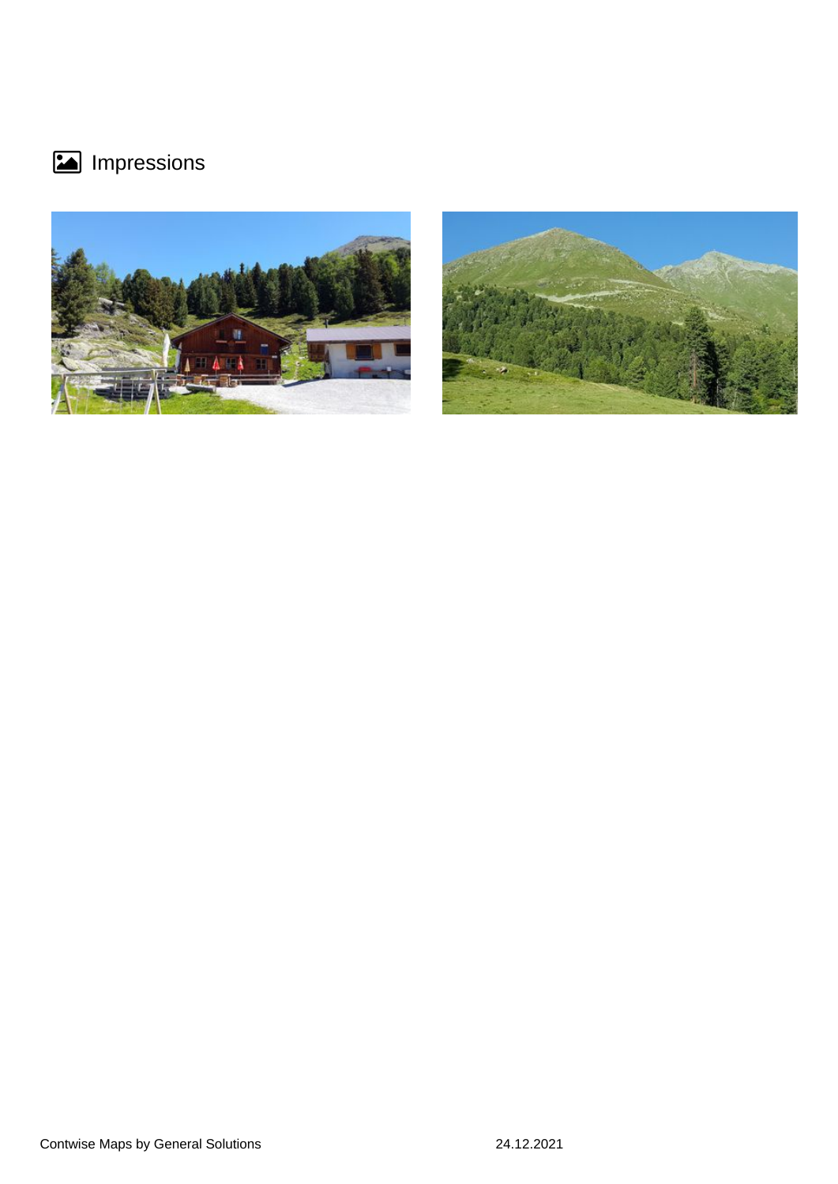## Impressions